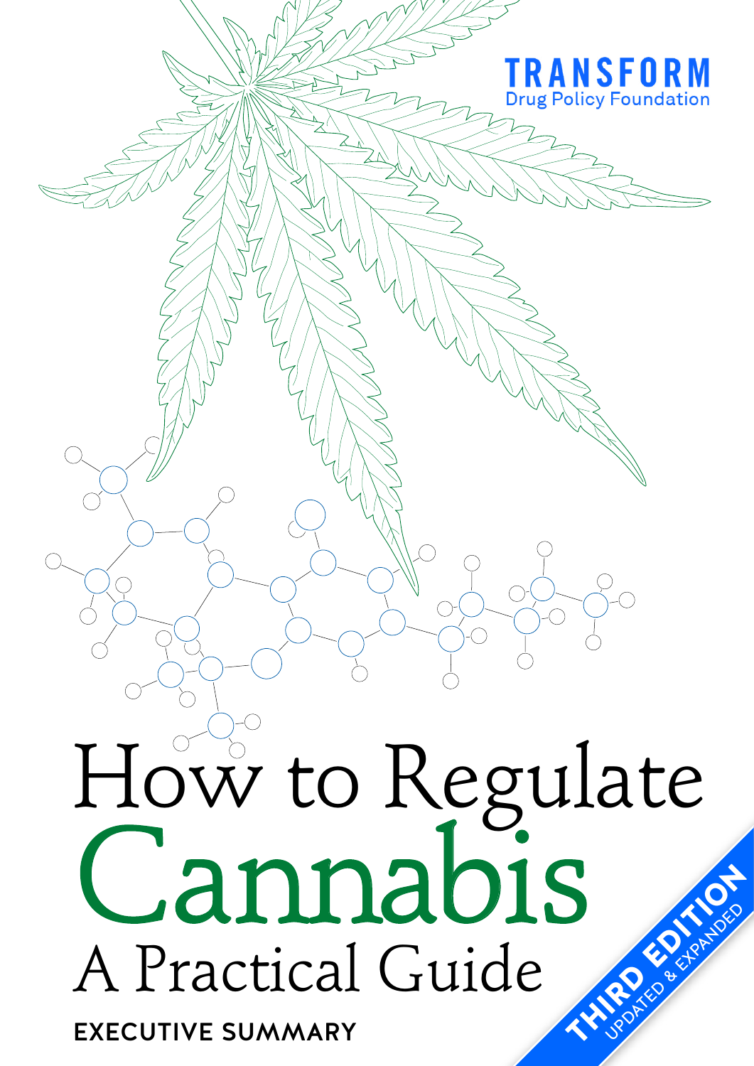TRANSFORM
Drug Policy Foundation

# How to Regulate Cannabis
## A Practical Guide

**EXECUTIVE SUMMARY**

**THIRD EDITION**
UPDATED & EXPANDED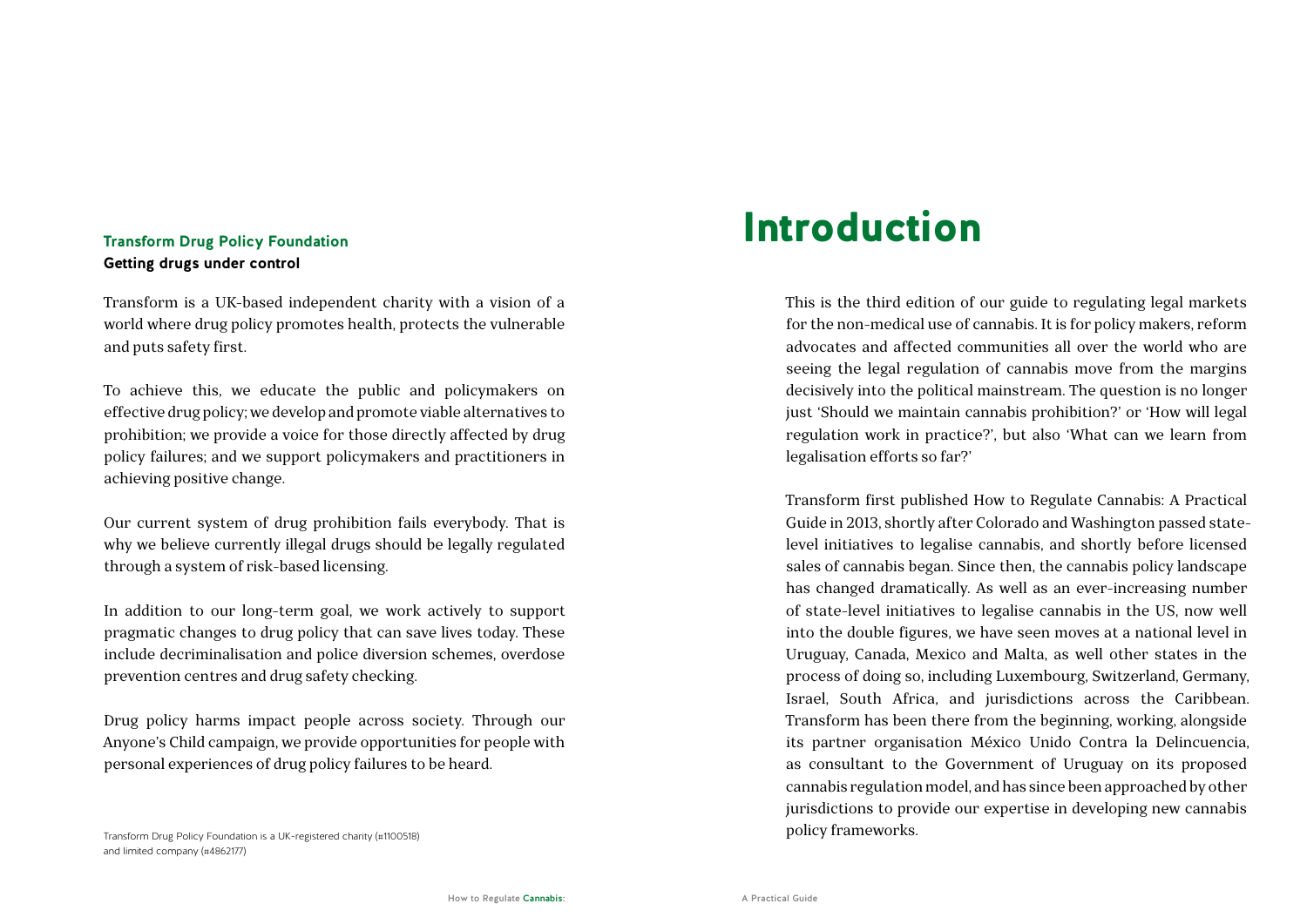### Transform Drug Policy Foundation

**Getting drugs under control**

Transform is a UK-based independent charity with a vision of a world where drug policy promotes health, protects the vulnerable and puts safety first.

To achieve this, we educate the public and policymakers on effective drug policy; we develop and promote viable alternatives to prohibition; we provide a voice for those directly affected by drug policy failures; and we support policymakers and practitioners in achieving positive change.

Our current system of drug prohibition fails everybody. That is why we believe currently illegal drugs should be legally regulated through a system of risk-based licensing.

In addition to our long-term goal, we work actively to support pragmatic changes to drug policy that can save lives today. These include decriminalisation and police diversion schemes, overdose prevention centres and drug safety checking.

Drug policy harms impact people across society. Through our Anyone's Child campaign, we provide opportunities for people with personal experiences of drug policy failures to be heard.

Transform Drug Policy Foundation is a UK-registered charity (#1100518) and limited company (#4862177)

# Introduction

This is the third edition of our guide to regulating legal markets for the non-medical use of cannabis. It is for policy makers, reform advocates and affected communities all over the world who are seeing the legal regulation of cannabis move from the margins decisively into the political mainstream. The question is no longer just 'Should we maintain cannabis prohibition?' or 'How will legal regulation work in practice?', but also 'What can we learn from legalisation efforts so far?'

Transform first published How to Regulate Cannabis: A Practical Guide in 2013, shortly after Colorado and Washington passed state-level initiatives to legalise cannabis, and shortly before licensed sales of cannabis began. Since then, the cannabis policy landscape has changed dramatically. As well as an ever-increasing number of state-level initiatives to legalise cannabis in the US, now well into the double figures, we have seen moves at a national level in Uruguay, Canada, Mexico and Malta, as well other states in the process of doing so, including Luxembourg, Switzerland, Germany, Israel, South Africa, and jurisdictions across the Caribbean. Transform has been there from the beginning, working, alongside its partner organisation México Unido Contra la Delincuencia, as consultant to the Government of Uruguay on its proposed cannabis regulation model, and has since been approached by other jurisdictions to provide our expertise in developing new cannabis policy frameworks.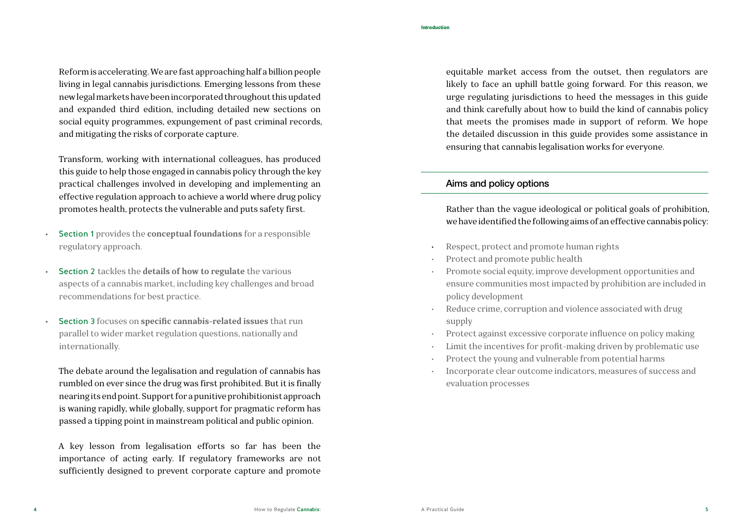Reform is accelerating. We are fast approaching half a billion people living in legal cannabis jurisdictions. Emerging lessons from these new legal markets have been incorporated throughout this updated and expanded third edition, including detailed new sections on social equity programmes, expungement of past criminal records, and mitigating the risks of corporate capture.

Transform, working with international colleagues, has produced this guide to help those engaged in cannabis policy through the key practical challenges involved in developing and implementing an effective regulation approach to achieve a world where drug policy promotes health, protects the vulnerable and puts safety first.

- Section 1 provides the **conceptual foundations** for a responsible regulatory approach.
- Section 2 tackles the **details of how to regulate** the various aspects of a cannabis market, including key challenges and broad recommendations for best practice.
- Section 3 focuses on **specific cannabis-related issues** that run parallel to wider market regulation questions, nationally and internationally.

The debate around the legalisation and regulation of cannabis has rumbled on ever since the drug was first prohibited. But it is finally nearing its end point. Support for a punitive prohibitionist approach is waning rapidly, while globally, support for pragmatic reform has passed a tipping point in mainstream political and public opinion.

A key lesson from legalisation efforts so far has been the importance of acting early. If regulatory frameworks are not sufficiently designed to prevent corporate capture and promote equitable market access from the outset, then regulators are likely to face an uphill battle going forward. For this reason, we urge regulating jurisdictions to heed the messages in this guide and think carefully about how to build the kind of cannabis policy that meets the promises made in support of reform. We hope the detailed discussion in this guide provides some assistance in ensuring that cannabis legalisation works for everyone.

## Aims and policy options

Rather than the vague ideological or political goals of prohibition, we have identified the following aims of an effective cannabis policy:

- Respect, protect and promote human rights
- Protect and promote public health
- Promote social equity, improve development opportunities and ensure communities most impacted by prohibition are included in policy development
- Reduce crime, corruption and violence associated with drug supply
- Protect against excessive corporate influence on policy making
- Limit the incentives for profit-making driven by problematic use
- Protect the young and vulnerable from potential harms
- Incorporate clear outcome indicators, measures of success and evaluation processes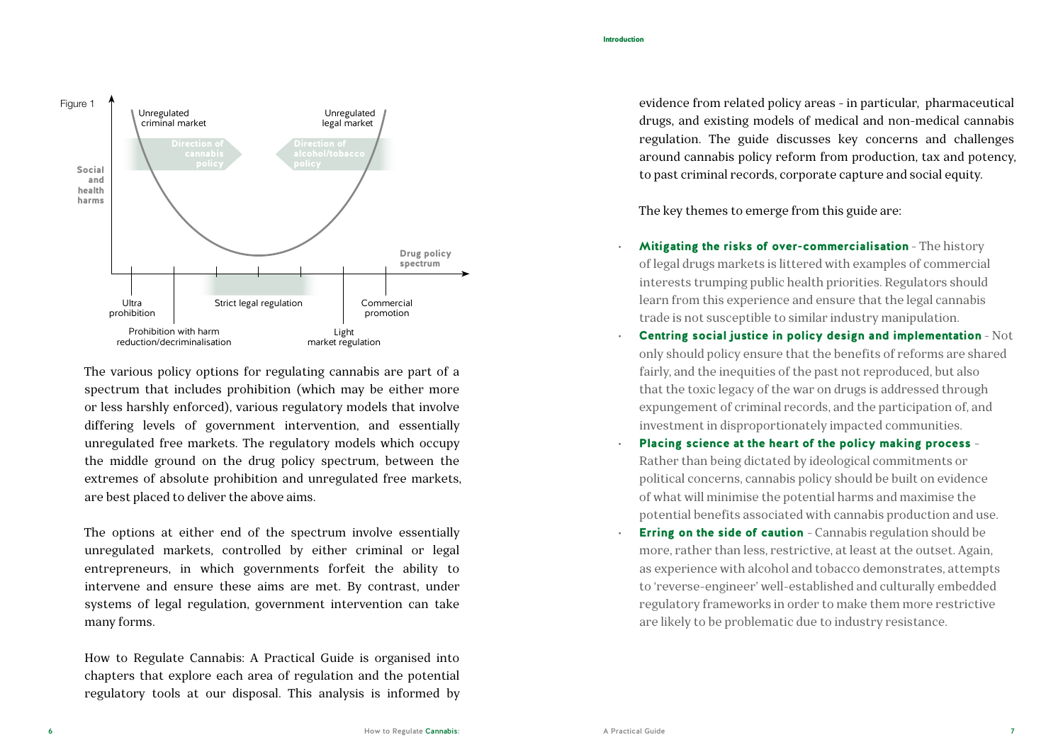The various policy options for regulating cannabis are part of a spectrum that includes prohibition (which may be either more or less harshly enforced), various regulatory models that involve differing levels of government intervention, and essentially unregulated free markets. The regulatory models which occupy the middle ground on the drug policy spectrum, between the extremes of absolute prohibition and unregulated free markets, are best placed to deliver the above aims.

The options at either end of the spectrum involve essentially unregulated markets, controlled by either criminal or legal entrepreneurs, in which governments forfeit the ability to intervene and ensure these aims are met. By contrast, under systems of legal regulation, government intervention can take many forms.

How to Regulate Cannabis: A Practical Guide is organised into chapters that explore each area of regulation and the potential regulatory tools at our disposal. This analysis is informed by evidence from related policy areas - in particular, pharmaceutical drugs, and existing models of medical and non-medical cannabis regulation. The guide discusses key concerns and challenges around cannabis policy reform from production, tax and potency, to past criminal records, corporate capture and social equity.

The key themes to emerge from this guide are:

- **Mitigating the risks of over-commercialisation** - The history of legal drugs markets is littered with examples of commercial interests trumping public health priorities. Regulators should learn from this experience and ensure that the legal cannabis trade is not susceptible to similar industry manipulation.
- **Centring social justice in policy design and implementation** - Not only should policy ensure that the benefits of reforms are shared fairly, and the inequities of the past not reproduced, but also that the toxic legacy of the war on drugs is addressed through expungement of criminal records, and the participation of, and investment in disproportionately impacted communities.
- **Placing science at the heart of the policy making process** - Rather than being dictated by ideological commitments or political concerns, cannabis policy should be built on evidence of what will minimise the potential harms and maximise the potential benefits associated with cannabis production and use.
- **Erring on the side of caution** - Cannabis regulation should be more, rather than less, restrictive, at least at the outset. Again, as experience with alcohol and tobacco demonstrates, attempts to 'reverse-engineer' well-established and culturally embedded regulatory frameworks in order to make them more restrictive are likely to be problematic due to industry resistance.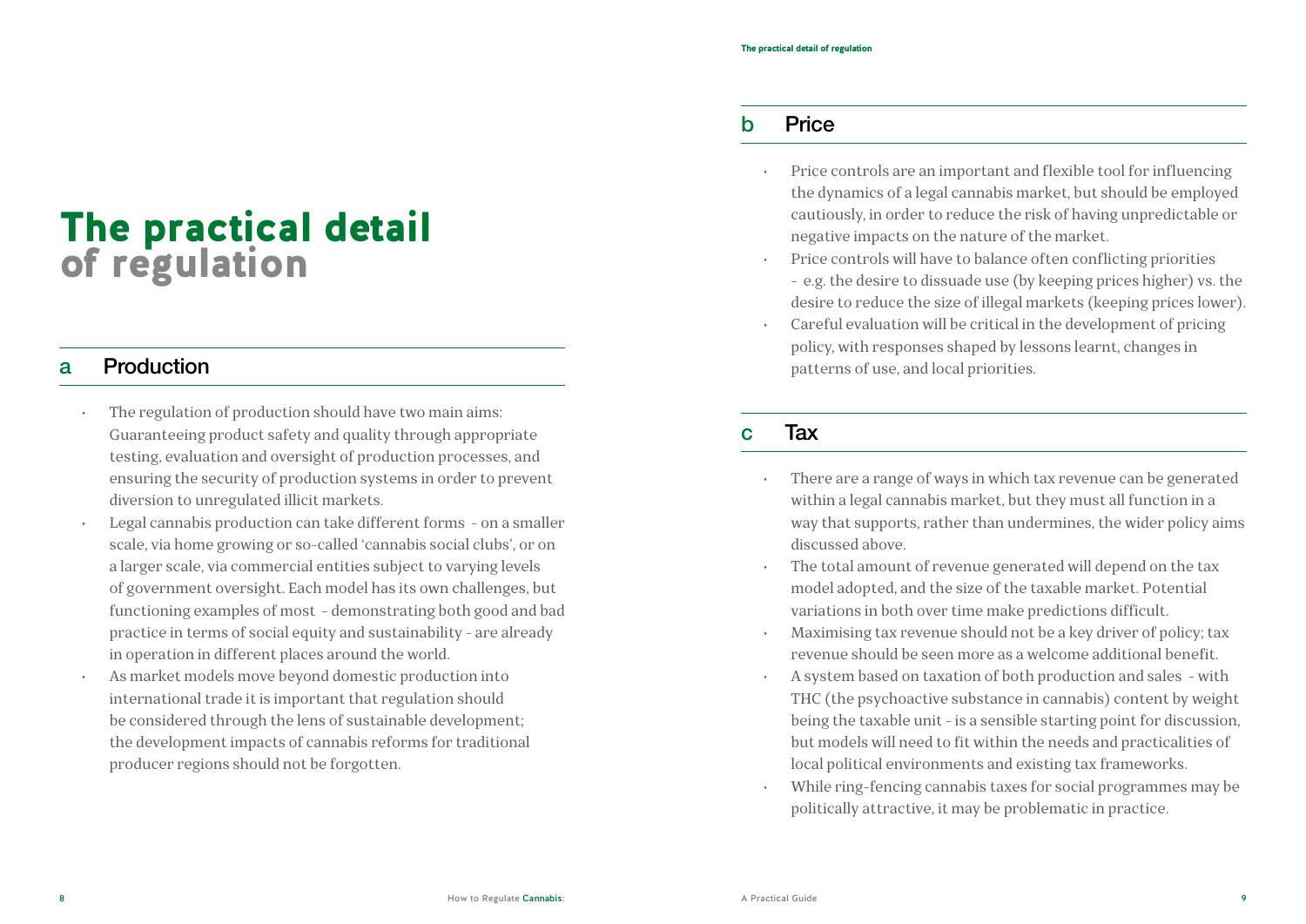# The practical detail of regulation

## a Production

- The regulation of production should have two main aims: Guaranteeing product safety and quality through appropriate testing, evaluation and oversight of production processes, and ensuring the security of production systems in order to prevent diversion to unregulated illicit markets.
- Legal cannabis production can take different forms – on a smaller scale, via home growing or so-called 'cannabis social clubs', or on a larger scale, via commercial entities subject to varying levels of government oversight. Each model has its own challenges, but functioning examples of most – demonstrating both good and bad practice in terms of social equity and sustainability – are already in operation in different places around the world.
- As market models move beyond domestic production into international trade it is important that regulation should be considered through the lens of sustainable development; the development impacts of cannabis reforms for traditional producer regions should not be forgotten.

## b Price

- Price controls are an important and flexible tool for influencing the dynamics of a legal cannabis market, but should be employed cautiously, in order to reduce the risk of having unpredictable or negative impacts on the nature of the market.
- Price controls will have to balance often conflicting priorities – e.g. the desire to dissuade use (by keeping prices higher) vs. the desire to reduce the size of illegal markets (keeping prices lower).
- Careful evaluation will be critical in the development of pricing policy, with responses shaped by lessons learnt, changes in patterns of use, and local priorities.

## c Tax

- There are a range of ways in which tax revenue can be generated within a legal cannabis market, but they must all function in a way that supports, rather than undermines, the wider policy aims discussed above.
- The total amount of revenue generated will depend on the tax model adopted, and the size of the taxable market. Potential variations in both over time make predictions difficult.
- Maximising tax revenue should not be a key driver of policy; tax revenue should be seen more as a welcome additional benefit.
- A system based on taxation of both production and sales – with THC (the psychoactive substance in cannabis) content by weight being the taxable unit – is a sensible starting point for discussion, but models will need to fit within the needs and practicalities of local political environments and existing tax frameworks.
- While ring-fencing cannabis taxes for social programmes may be politically attractive, it may be problematic in practice.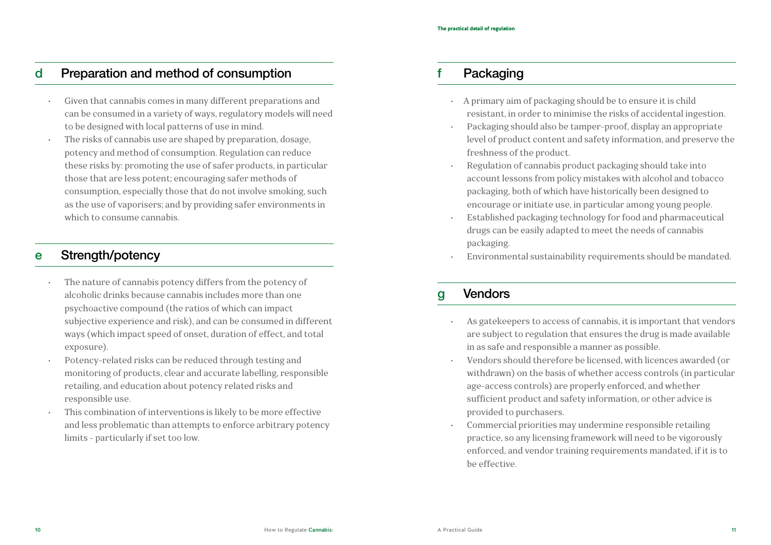## d Preparation and method of consumption

- Given that cannabis comes in many different preparations and can be consumed in a variety of ways, regulatory models will need to be designed with local patterns of use in mind.
- The risks of cannabis use are shaped by preparation, dosage, potency and method of consumption. Regulation can reduce these risks by: promoting the use of safer products, in particular those that are less potent; encouraging safer methods of consumption, especially those that do not involve smoking, such as the use of vaporisers; and by providing safer environments in which to consume cannabis.

## e Strength/potency

- The nature of cannabis potency differs from the potency of alcoholic drinks because cannabis includes more than one psychoactive compound (the ratios of which can impact subjective experience and risk), and can be consumed in different ways (which impact speed of onset, duration of effect, and total exposure).
- Potency-related risks can be reduced through testing and monitoring of products, clear and accurate labelling, responsible retailing, and education about potency related risks and responsible use.
- This combination of interventions is likely to be more effective and less problematic than attempts to enforce arbitrary potency limits - particularly if set too low.

## f Packaging

- A primary aim of packaging should be to ensure it is child resistant, in order to minimise the risks of accidental ingestion.
- Packaging should also be tamper-proof, display an appropriate level of product content and safety information, and preserve the freshness of the product.
- Regulation of cannabis product packaging should take into account lessons from policy mistakes with alcohol and tobacco packaging, both of which have historically been designed to encourage or initiate use, in particular among young people.
- Established packaging technology for food and pharmaceutical drugs can be easily adapted to meet the needs of cannabis packaging.
- Environmental sustainability requirements should be mandated.

## g Vendors

- As gatekeepers to access of cannabis, it is important that vendors are subject to regulation that ensures the drug is made available in as safe and responsible a manner as possible.
- Vendors should therefore be licensed, with licences awarded (or withdrawn) on the basis of whether access controls (in particular age-access controls) are properly enforced, and whether sufficient product and safety information, or other advice is provided to purchasers.
- Commercial priorities may undermine responsible retailing practice, so any licensing framework will need to be vigorously enforced, and vendor training requirements mandated, if it is to be effective.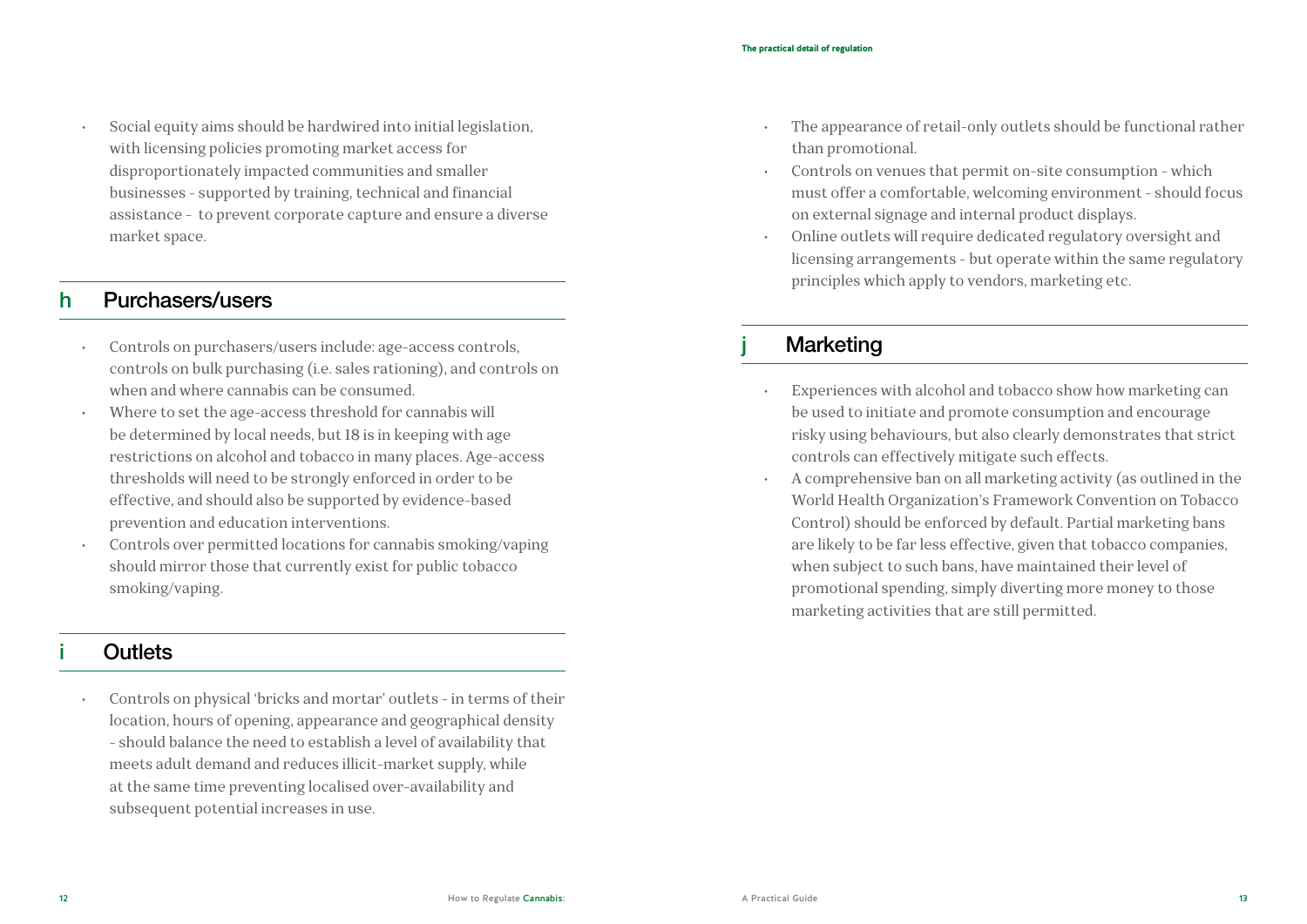- Social equity aims should be hardwired into initial legislation, with licensing policies promoting market access for disproportionately impacted communities and smaller businesses - supported by training, technical and financial assistance - to prevent corporate capture and ensure a diverse market space.

## h Purchasers/users

- Controls on purchasers/users include: age-access controls, controls on bulk purchasing (i.e. sales rationing), and controls on when and where cannabis can be consumed.
- Where to set the age-access threshold for cannabis will be determined by local needs, but 18 is in keeping with age restrictions on alcohol and tobacco in many places. Age-access thresholds will need to be strongly enforced in order to be effective, and should also be supported by evidence-based prevention and education interventions.
- Controls over permitted locations for cannabis smoking/vaping should mirror those that currently exist for public tobacco smoking/vaping.

## i Outlets

- Controls on physical 'bricks and mortar' outlets - in terms of their location, hours of opening, appearance and geographical density - should balance the need to establish a level of availability that meets adult demand and reduces illicit-market supply, while at the same time preventing localised over-availability and subsequent potential increases in use.
- The appearance of retail-only outlets should be functional rather than promotional.
- Controls on venues that permit on-site consumption - which must offer a comfortable, welcoming environment - should focus on external signage and internal product displays.
- Online outlets will require dedicated regulatory oversight and licensing arrangements - but operate within the same regulatory principles which apply to vendors, marketing etc.

## j Marketing

- Experiences with alcohol and tobacco show how marketing can be used to initiate and promote consumption and encourage risky using behaviours, but also clearly demonstrates that strict controls can effectively mitigate such effects.
- A comprehensive ban on all marketing activity (as outlined in the World Health Organization's Framework Convention on Tobacco Control) should be enforced by default. Partial marketing bans are likely to be far less effective, given that tobacco companies, when subject to such bans, have maintained their level of promotional spending, simply diverting more money to those marketing activities that are still permitted.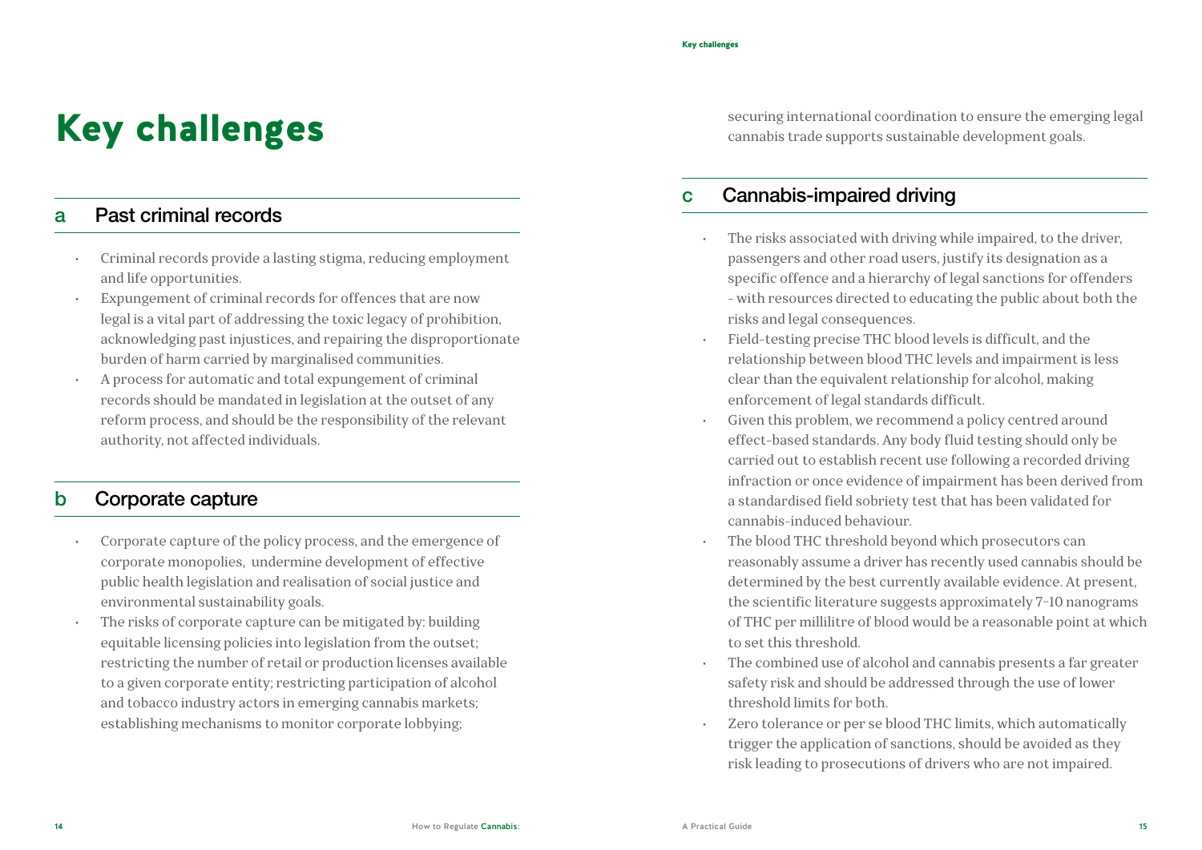# Key challenges

## a Past criminal records

- Criminal records provide a lasting stigma, reducing employment and life opportunities.
- Expungement of criminal records for offences that are now legal is a vital part of addressing the toxic legacy of prohibition, acknowledging past injustices, and repairing the disproportionate burden of harm carried by marginalised communities.
- A process for automatic and total expungement of criminal records should be mandated in legislation at the outset of any reform process, and should be the responsibility of the relevant authority, not affected individuals.

## b Corporate capture

- Corporate capture of the policy process, and the emergence of corporate monopolies, undermine development of effective public health legislation and realisation of social justice and environmental sustainability goals.
- The risks of corporate capture can be mitigated by: building equitable licensing policies into legislation from the outset; restricting the number of retail or production licenses available to a given corporate entity; restricting participation of alcohol and tobacco industry actors in emerging cannabis markets; establishing mechanisms to monitor corporate lobbying; securing international coordination to ensure the emerging legal cannabis trade supports sustainable development goals.

## c Cannabis-impaired driving

- The risks associated with driving while impaired, to the driver, passengers and other road users, justify its designation as a specific offence and a hierarchy of legal sanctions for offenders - with resources directed to educating the public about both the risks and legal consequences.
- Field-testing precise THC blood levels is difficult, and the relationship between blood THC levels and impairment is less clear than the equivalent relationship for alcohol, making enforcement of legal standards difficult.
- Given this problem, we recommend a policy centred around effect-based standards. Any body fluid testing should only be carried out to establish recent use following a recorded driving infraction or once evidence of impairment has been derived from a standardised field sobriety test that has been validated for cannabis-induced behaviour.
- The blood THC threshold beyond which prosecutors can reasonably assume a driver has recently used cannabis should be determined by the best currently available evidence. At present, the scientific literature suggests approximately 7-10 nanograms of THC per millilitre of blood would be a reasonable point at which to set this threshold.
- The combined use of alcohol and cannabis presents a far greater safety risk and should be addressed through the use of lower threshold limits for both.
- Zero tolerance or per se blood THC limits, which automatically trigger the application of sanctions, should be avoided as they risk leading to prosecutions of drivers who are not impaired.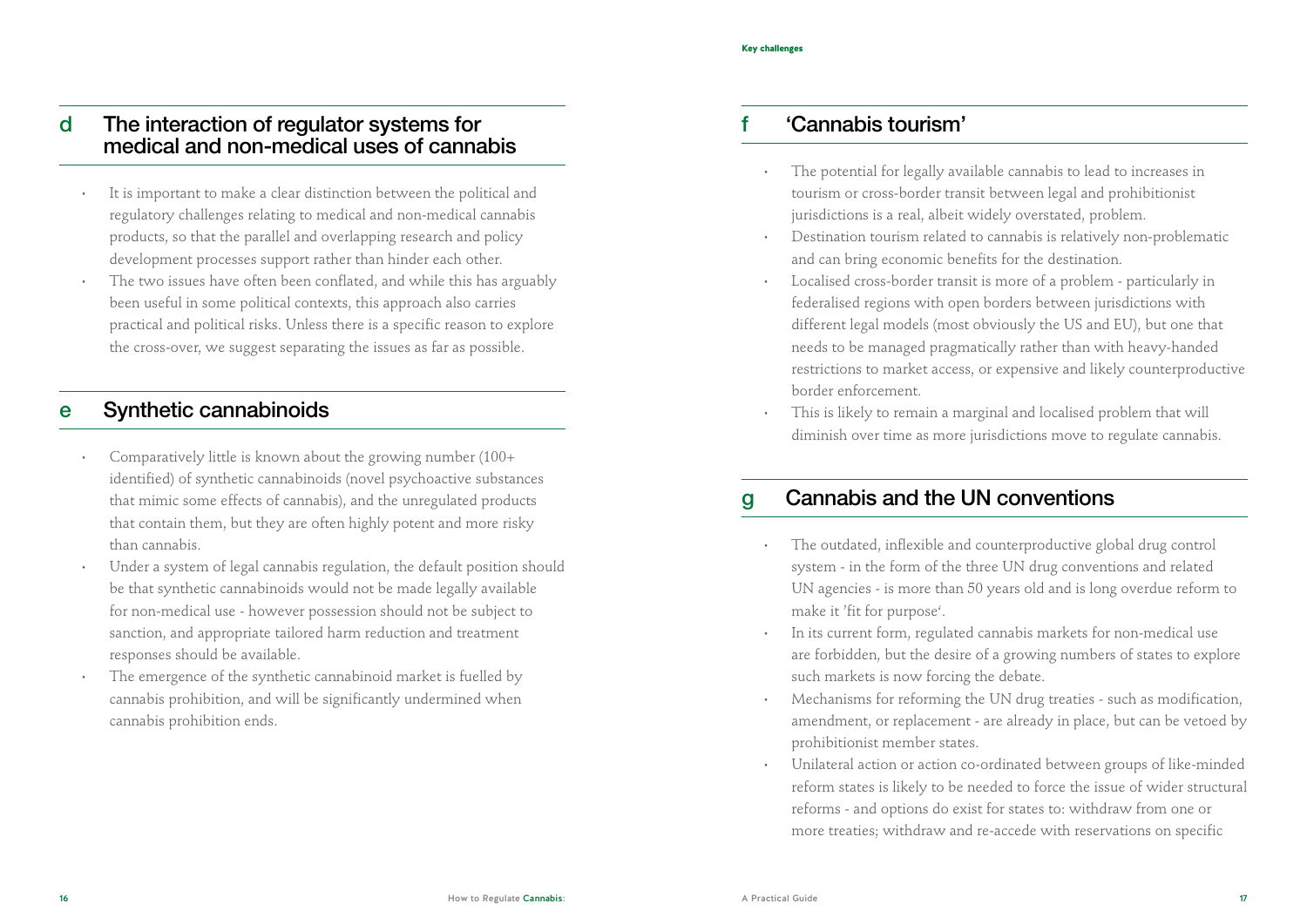## d The interaction of regulator systems for medical and non-medical uses of cannabis

- It is important to make a clear distinction between the political and regulatory challenges relating to medical and non-medical cannabis products, so that the parallel and overlapping research and policy development processes support rather than hinder each other.
- The two issues have often been conflated, and while this has arguably been useful in some political contexts, this approach also carries practical and political risks. Unless there is a specific reason to explore the cross-over, we suggest separating the issues as far as possible.

## e Synthetic cannabinoids

- Comparatively little is known about the growing number (100+ identified) of synthetic cannabinoids (novel psychoactive substances that mimic some effects of cannabis), and the unregulated products that contain them, but they are often highly potent and more risky than cannabis.
- Under a system of legal cannabis regulation, the default position should be that synthetic cannabinoids would not be made legally available for non-medical use - however possession should not be subject to sanction, and appropriate tailored harm reduction and treatment responses should be available.
- The emergence of the synthetic cannabinoid market is fuelled by cannabis prohibition, and will be significantly undermined when cannabis prohibition ends.

## f 'Cannabis tourism'

- The potential for legally available cannabis to lead to increases in tourism or cross-border transit between legal and prohibitionist jurisdictions is a real, albeit widely overstated, problem.
- Destination tourism related to cannabis is relatively non-problematic and can bring economic benefits for the destination.
- Localised cross-border transit is more of a problem - particularly in federalised regions with open borders between jurisdictions with different legal models (most obviously the US and EU), but one that needs to be managed pragmatically rather than with heavy-handed restrictions to market access, or expensive and likely counterproductive border enforcement.
- This is likely to remain a marginal and localised problem that will diminish over time as more jurisdictions move to regulate cannabis.

## g Cannabis and the UN conventions

- The outdated, inflexible and counterproductive global drug control system - in the form of the three UN drug conventions and related UN agencies - is more than 50 years old and is long overdue reform to make it 'fit for purpose'.
- In its current form, regulated cannabis markets for non-medical use are forbidden, but the desire of a growing numbers of states to explore such markets is now forcing the debate.
- Mechanisms for reforming the UN drug treaties - such as modification, amendment, or replacement - are already in place, but can be vetoed by prohibitionist member states.
- Unilateral action or action co-ordinated between groups of like-minded reform states is likely to be needed to force the issue of wider structural reforms - and options do exist for states to: withdraw from one or more treaties; withdraw and re-accede with reservations on specific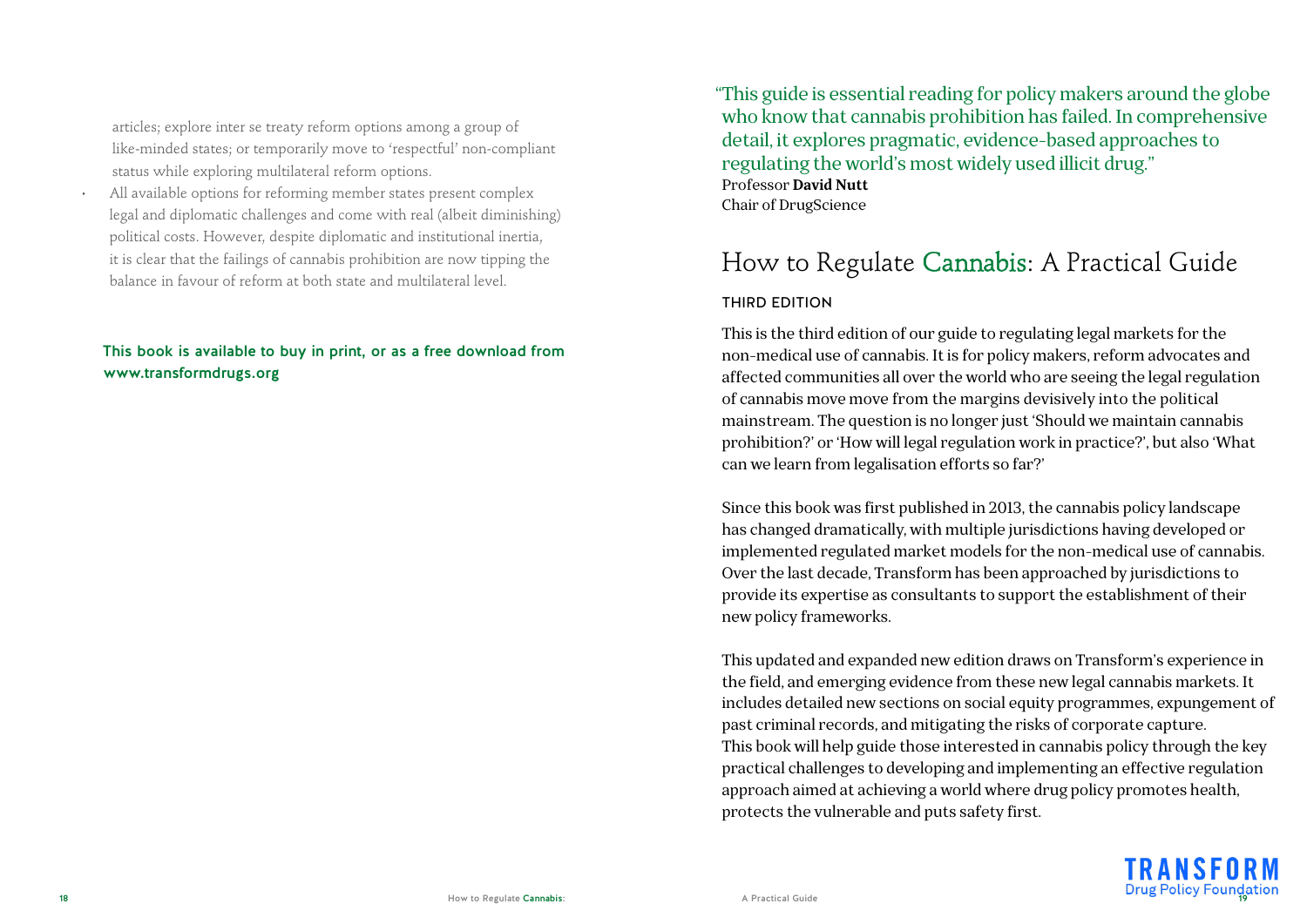articles; explore inter se treaty reform options among a group of like-minded states; or temporarily move to 'respectful' non-compliant status while exploring multilateral reform options.

- All available options for reforming member states present complex legal and diplomatic challenges and come with real (albeit diminishing) political costs. However, despite diplomatic and institutional inertia, it is clear that the failings of cannabis prohibition are now tipping the balance in favour of reform at both state and multilateral level.

**This book is available to buy in print, or as a free download from www.transformdrugs.org**

"This guide is essential reading for policy makers around the globe who know that cannabis prohibition has failed. In comprehensive detail, it explores pragmatic, evidence-based approaches to regulating the world's most widely used illicit drug."

Professor **David Nutt**
Chair of DrugScience

# How to Regulate Cannabis: A Practical Guide

## THIRD EDITION

This is the third edition of our guide to regulating legal markets for the non-medical use of cannabis. It is for policy makers, reform advocates and affected communities all over the world who are seeing the legal regulation of cannabis move move from the margins devisively into the political mainstream. The question is no longer just 'Should we maintain cannabis prohibition?' or 'How will legal regulation work in practice?', but also 'What can we learn from legalisation efforts so far?'

Since this book was first published in 2013, the cannabis policy landscape has changed dramatically, with multiple jurisdictions having developed or implemented regulated market models for the non-medical use of cannabis. Over the last decade, Transform has been approached by jurisdictions to provide its expertise as consultants to support the establishment of their new policy frameworks.

This updated and expanded new edition draws on Transform's experience in the field, and emerging evidence from these new legal cannabis markets. It includes detailed new sections on social equity programmes, expungement of past criminal records, and mitigating the risks of corporate capture. This book will help guide those interested in cannabis policy through the key practical challenges to developing and implementing an effective regulation approach aimed at achieving a world where drug policy promotes health, protects the vulnerable and puts safety first.

TRANSFORM
Drug Policy Foundation